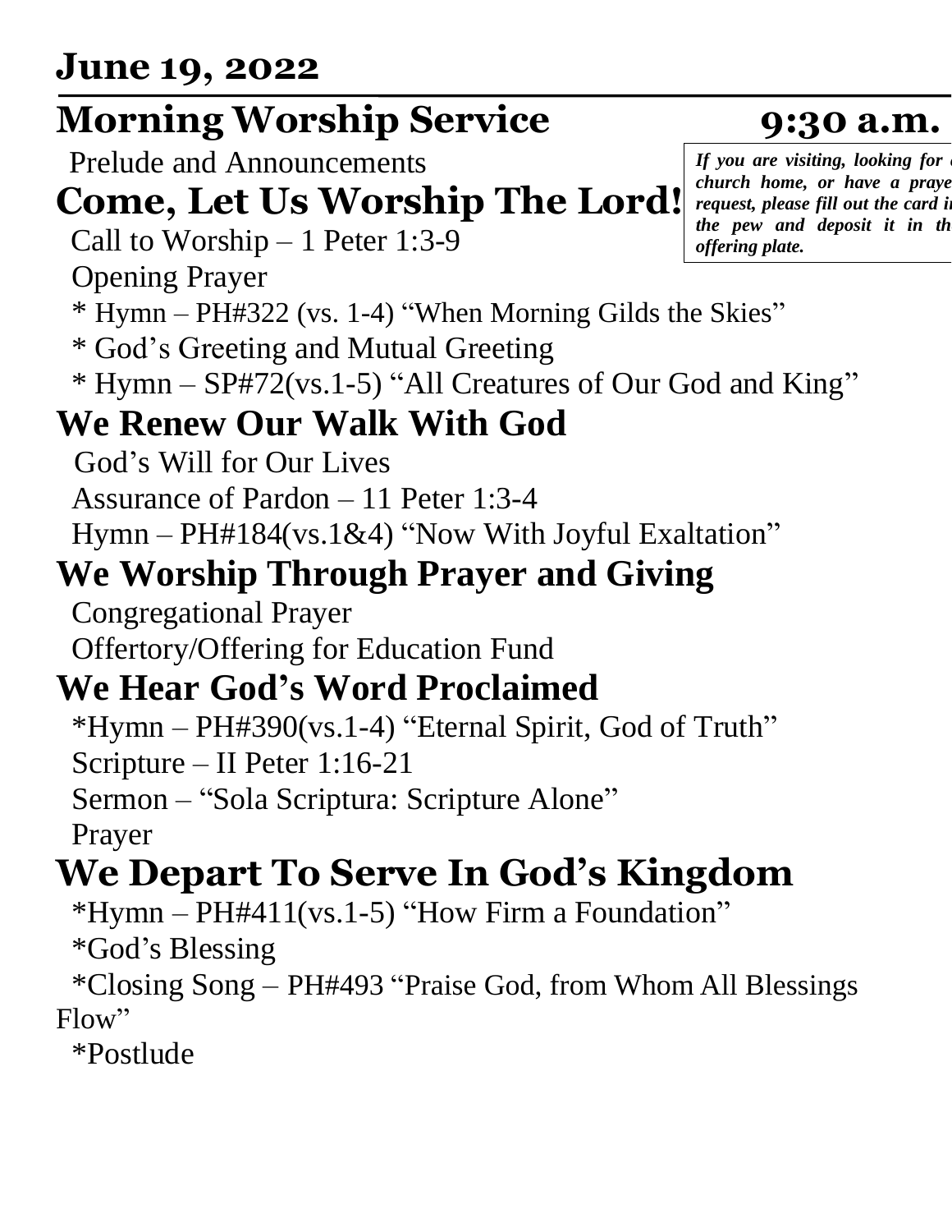## June 19, 2022

# Morning Worship Service 9:30 a.m.

Prelude and Announcements

*If you are visiting, looking for a church home, or have a prayer request, please fill out the card in the pew and deposit it in the offering plate.*

## Come, Let Us Worship The Lord!

Call to Worship – 1 Peter 1:3-9

Opening Prayer

* Hymn – PH#322 (vs. 1-4) "When Morning Gilds the Skies"

* God's Greeting and Mutual Greeting

* Hymn – SP#72(vs.1-5) "All Creatures of Our God and King"

## We Renew Our Walk With God

God's Will for Our Lives

Assurance of Pardon – 11 Peter 1:3-4

Hymn – PH#184(vs.1&4) "Now With Joyful Exaltation"

## We Worship Through Prayer and Giving

Congregational Prayer

Offertory/Offering for Education Fund

## We Hear God's Word Proclaimed

*Hymn – PH#390(vs.1-4) "Eternal Spirit, God of Truth"

Scripture – II Peter 1:16-21

Sermon – "Sola Scriptura: Scripture Alone"

Prayer

## We Depart To Serve In God's Kingdom

*Hymn – PH#411(vs.1-5) "How Firm a Foundation"

*God's Blessing

*Closing Song – PH#493 "Praise God, from Whom All Blessings Flow"

*Postlude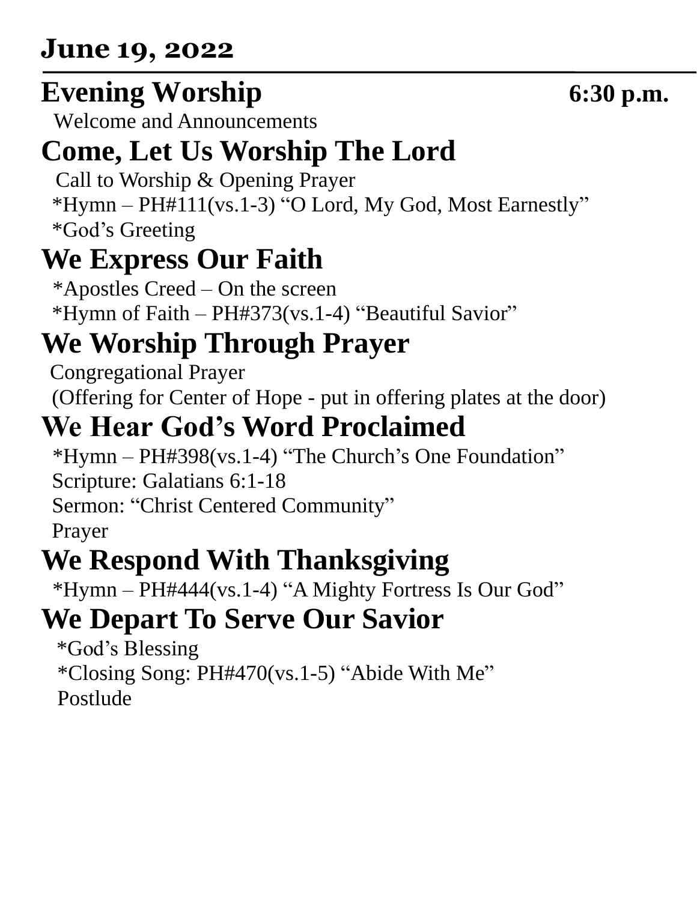**June 19, 2022**

# Evening Worship 6:30 p.m.

Welcome and Announcements

## Come, Let Us Worship The Lord

Call to Worship & Opening Prayer

*Hymn – PH#111(vs.1-3) “O Lord, My God, Most Earnestly”

*God’s Greeting

## We Express Our Faith

*Apostles Creed – On the screen

*Hymn of Faith – PH#373(vs.1-4) “Beautiful Savior”

## We Worship Through Prayer

Congregational Prayer

(Offering for Center of Hope - put in offering plates at the door)

## We Hear God’s Word Proclaimed

*Hymn – PH#398(vs.1-4) “The Church’s One Foundation”

Scripture: Galatians 6:1-18

Sermon: “Christ Centered Community”

Prayer

## We Respond With Thanksgiving

*Hymn – PH#444(vs.1-4) “A Mighty Fortress Is Our God”

## We Depart To Serve Our Savior

*God’s Blessing

*Closing Song: PH#470(vs.1-5) “Abide With Me”

Postlude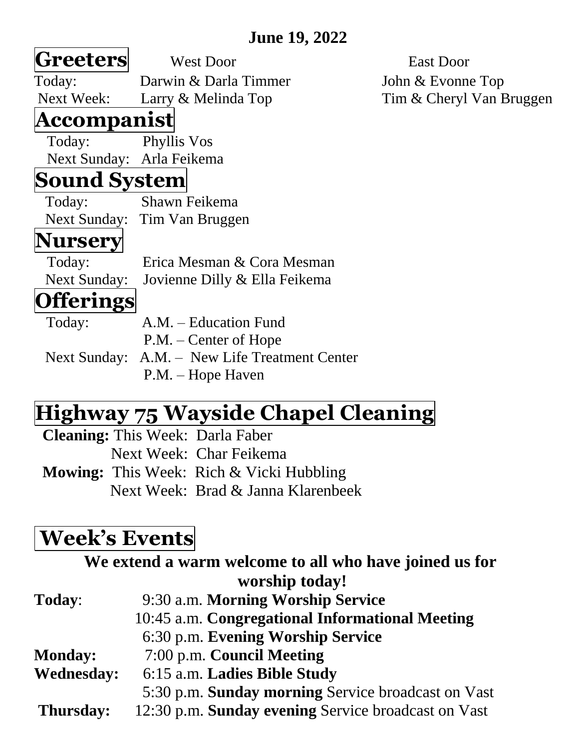**June 19, 2022**

## Greeters

| | West Door | East Door |
|---|---|---|
| Today: | Darwin & Darla Timmer | John & Evonne Top |
| Next Week: | Larry & Melinda Top | Tim & Cheryl Van Bruggen |

## Accompanist

Today: Phyllis Vos
Next Sunday: Arla Feikema

## Sound System

Today: Shawn Feikema
Next Sunday: Tim Van Bruggen

## Nursery

Today: Erica Mesman & Cora Mesman
Next Sunday: Jovienne Dilly & Ella Feikema

## Offerings

Today: A.M. – Education Fund
P.M. – Center of Hope
Next Sunday: A.M. – New Life Treatment Center
P.M. – Hope Haven

## Highway 75 Wayside Chapel Cleaning

**Cleaning:** This Week: Darla Faber
Next Week: Char Feikema
**Mowing:** This Week: Rich & Vicki Hubbling
Next Week: Brad & Janna Klarenbeek

## Week's Events

**We extend a warm welcome to all who have joined us for worship today!**

**Today**: 9:30 a.m. **Morning Worship Service**
10:45 a.m. **Congregational Informational Meeting**
6:30 p.m. **Evening Worship Service**
**Monday:** 7:00 p.m. **Council Meeting**
**Wednesday:** 6:15 a.m. **Ladies Bible Study**
5:30 p.m. **Sunday morning** Service broadcast on Vast
**Thursday:** 12:30 p.m. **Sunday evening** Service broadcast on Vast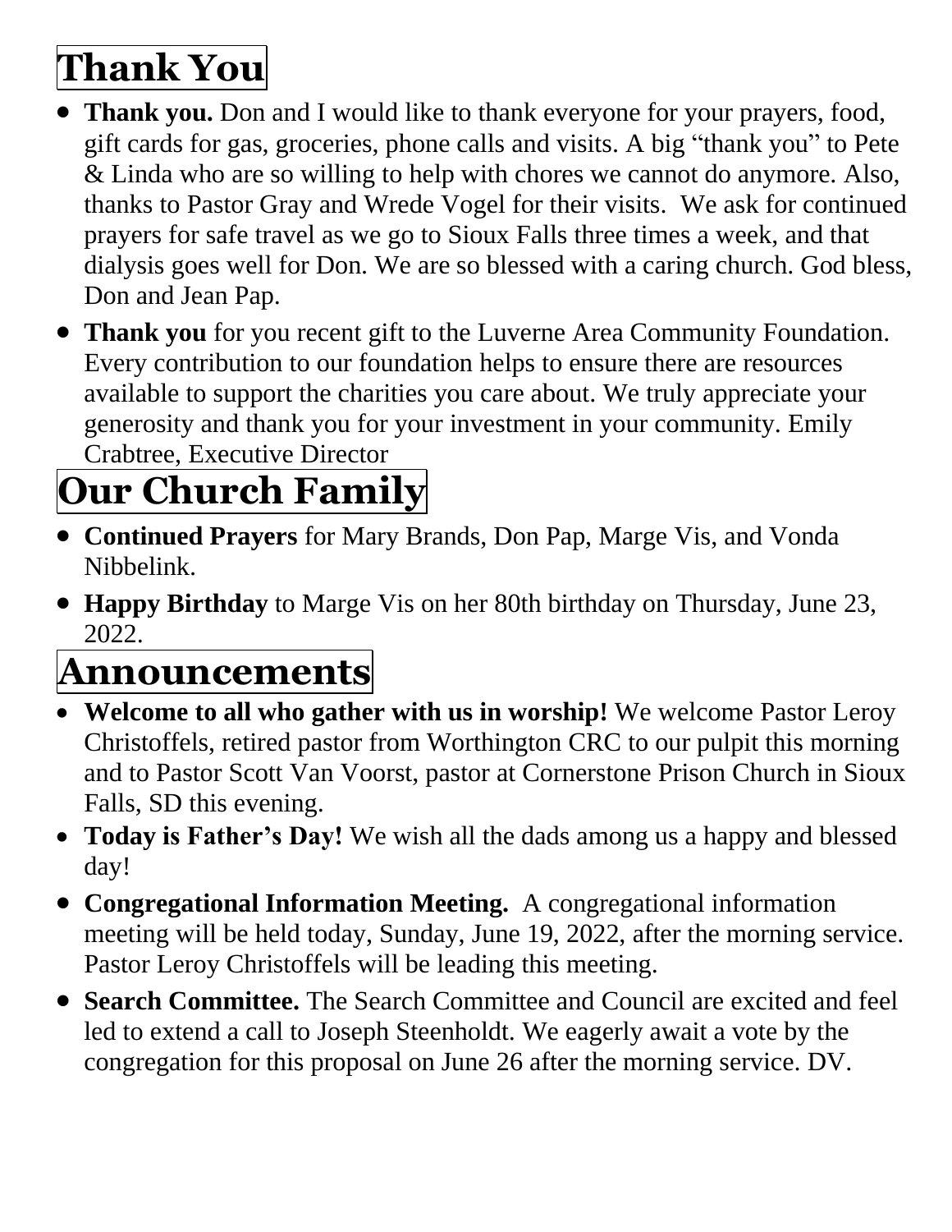# Thank You

- **Thank you.** Don and I would like to thank everyone for your prayers, food, gift cards for gas, groceries, phone calls and visits. A big "thank you" to Pete & Linda who are so willing to help with chores we cannot do anymore. Also, thanks to Pastor Gray and Wrede Vogel for their visits. We ask for continued prayers for safe travel as we go to Sioux Falls three times a week, and that dialysis goes well for Don. We are so blessed with a caring church. God bless, Don and Jean Pap.
- **Thank you** for you recent gift to the Luverne Area Community Foundation. Every contribution to our foundation helps to ensure there are resources available to support the charities you care about. We truly appreciate your generosity and thank you for your investment in your community. Emily Crabtree, Executive Director

# Our Church Family

- **Continued Prayers** for Mary Brands, Don Pap, Marge Vis, and Vonda Nibbelink.
- **Happy Birthday** to Marge Vis on her 80th birthday on Thursday, June 23, 2022.

# Announcements

- **Welcome to all who gather with us in worship!** We welcome Pastor Leroy Christoffels, retired pastor from Worthington CRC to our pulpit this morning and to Pastor Scott Van Voorst, pastor at Cornerstone Prison Church in Sioux Falls, SD this evening.
- **Today is Father's Day!** We wish all the dads among us a happy and blessed day!
- **Congregational Information Meeting.** A congregational information meeting will be held today, Sunday, June 19, 2022, after the morning service. Pastor Leroy Christoffels will be leading this meeting.
- **Search Committee.** The Search Committee and Council are excited and feel led to extend a call to Joseph Steenholdt. We eagerly await a vote by the congregation for this proposal on June 26 after the morning service. DV.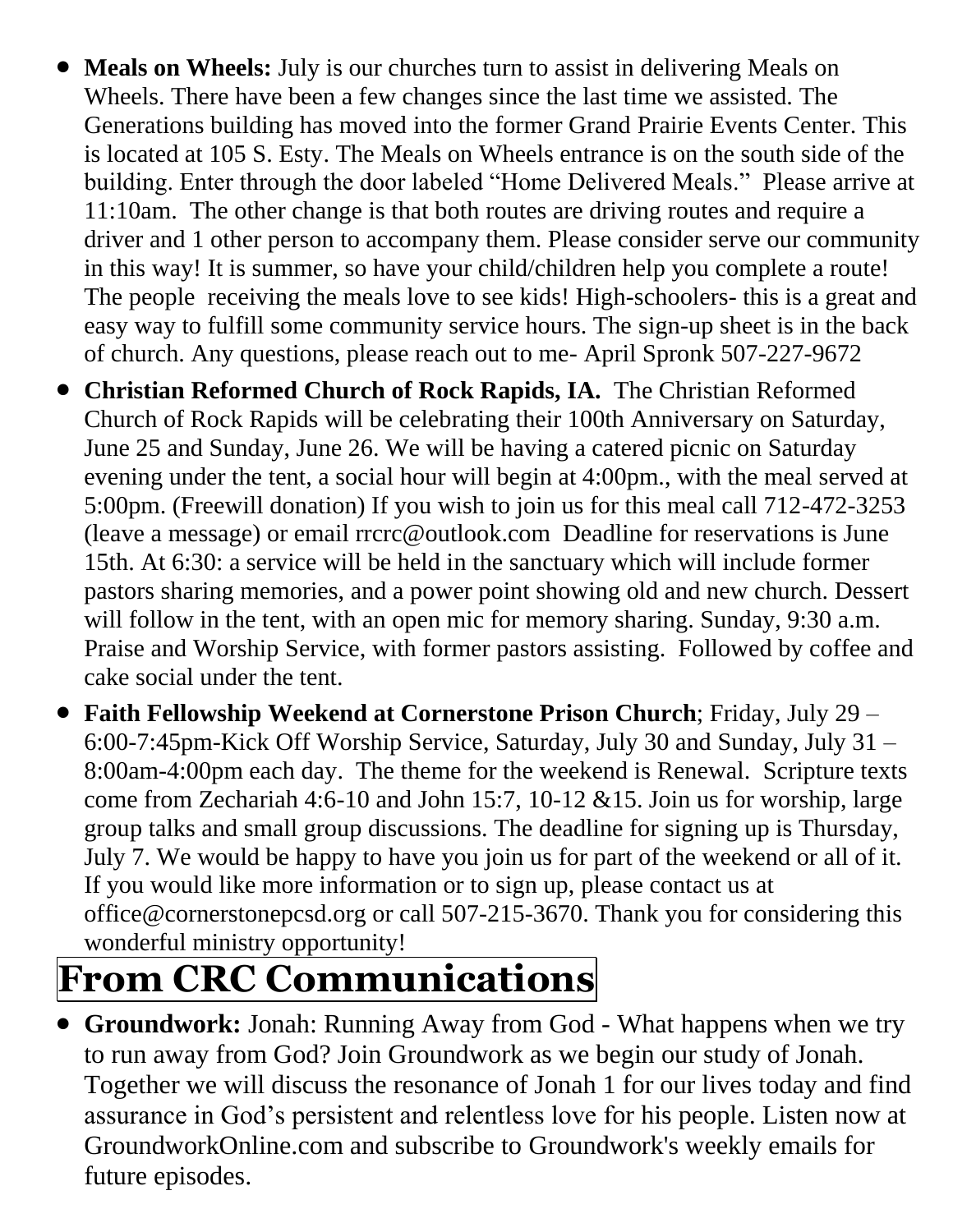- **Meals on Wheels:** July is our churches turn to assist in delivering Meals on Wheels. There have been a few changes since the last time we assisted. The Generations building has moved into the former Grand Prairie Events Center. This is located at 105 S. Esty. The Meals on Wheels entrance is on the south side of the building. Enter through the door labeled "Home Delivered Meals." Please arrive at 11:10am. The other change is that both routes are driving routes and require a driver and 1 other person to accompany them. Please consider serve our community in this way! It is summer, so have your child/children help you complete a route! The people receiving the meals love to see kids! High-schoolers- this is a great and easy way to fulfill some community service hours. The sign-up sheet is in the back of church. Any questions, please reach out to me- April Spronk 507-227-9672
- **Christian Reformed Church of Rock Rapids, IA.** The Christian Reformed Church of Rock Rapids will be celebrating their 100th Anniversary on Saturday, June 25 and Sunday, June 26. We will be having a catered picnic on Saturday evening under the tent, a social hour will begin at 4:00pm., with the meal served at 5:00pm. (Freewill donation) If you wish to join us for this meal call 712-472-3253 (leave a message) or email rrcrc@outlook.com Deadline for reservations is June 15th. At 6:30: a service will be held in the sanctuary which will include former pastors sharing memories, and a power point showing old and new church. Dessert will follow in the tent, with an open mic for memory sharing. Sunday, 9:30 a.m. Praise and Worship Service, with former pastors assisting. Followed by coffee and cake social under the tent.
- **Faith Fellowship Weekend at Cornerstone Prison Church**; Friday, July 29 – 6:00-7:45pm-Kick Off Worship Service, Saturday, July 30 and Sunday, July 31 – 8:00am-4:00pm each day. The theme for the weekend is Renewal. Scripture texts come from Zechariah 4:6-10 and John 15:7, 10-12 &15. Join us for worship, large group talks and small group discussions. The deadline for signing up is Thursday, July 7. We would be happy to have you join us for part of the weekend or all of it. If you would like more information or to sign up, please contact us at office@cornerstonepcsd.org or call 507-215-3670. Thank you for considering this wonderful ministry opportunity!

# From CRC Communications

- **Groundwork:** Jonah: Running Away from God - What happens when we try to run away from God? Join Groundwork as we begin our study of Jonah. Together we will discuss the resonance of Jonah 1 for our lives today and find assurance in God's persistent and relentless love for his people. Listen now at GroundworkOnline.com and subscribe to Groundwork's weekly emails for future episodes.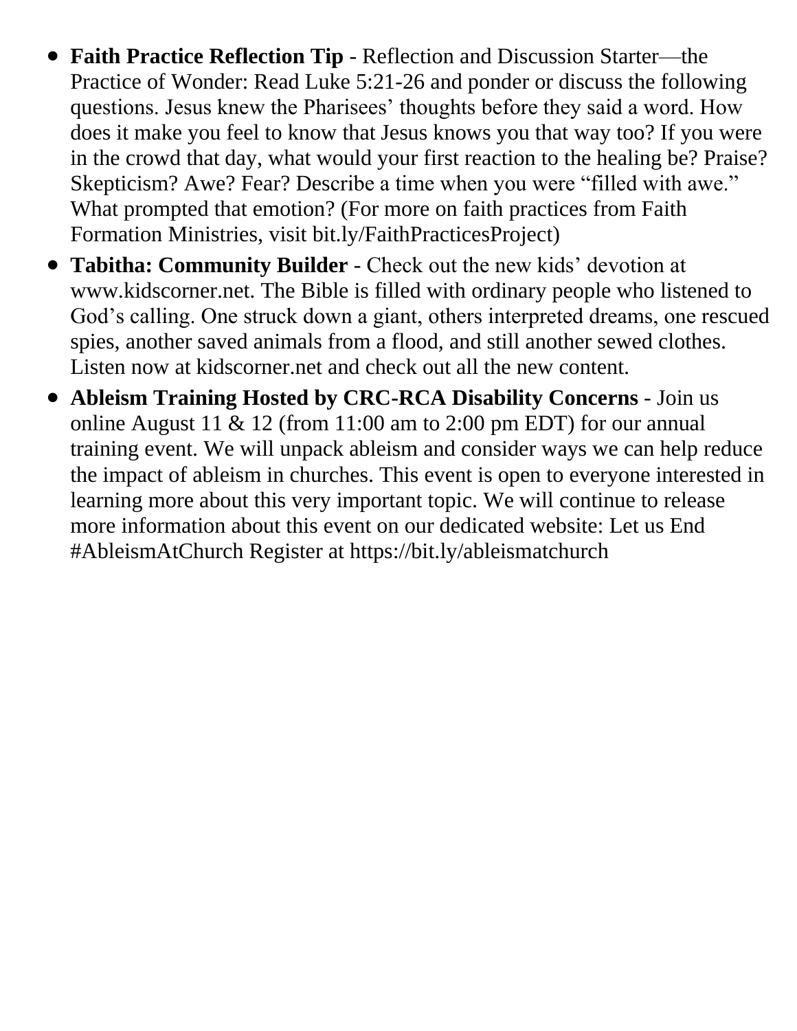- **Faith Practice Reflection Tip** - Reflection and Discussion Starter—the Practice of Wonder: Read Luke 5:21-26 and ponder or discuss the following questions. Jesus knew the Pharisees' thoughts before they said a word. How does it make you feel to know that Jesus knows you that way too? If you were in the crowd that day, what would your first reaction to the healing be? Praise? Skepticism? Awe? Fear? Describe a time when you were "filled with awe." What prompted that emotion? (For more on faith practices from Faith Formation Ministries, visit bit.ly/FaithPracticesProject)
- **Tabitha: Community Builder** - Check out the new kids' devotion at www.kidscorner.net. The Bible is filled with ordinary people who listened to God's calling. One struck down a giant, others interpreted dreams, one rescued spies, another saved animals from a flood, and still another sewed clothes. Listen now at kidscorner.net and check out all the new content.
- **Ableism Training Hosted by CRC-RCA Disability Concerns** - Join us online August 11 & 12 (from 11:00 am to 2:00 pm EDT) for our annual training event. We will unpack ableism and consider ways we can help reduce the impact of ableism in churches. This event is open to everyone interested in learning more about this very important topic. We will continue to release more information about this event on our dedicated website: Let us End #AbleismAtChurch Register at https://bit.ly/ableismatchurch